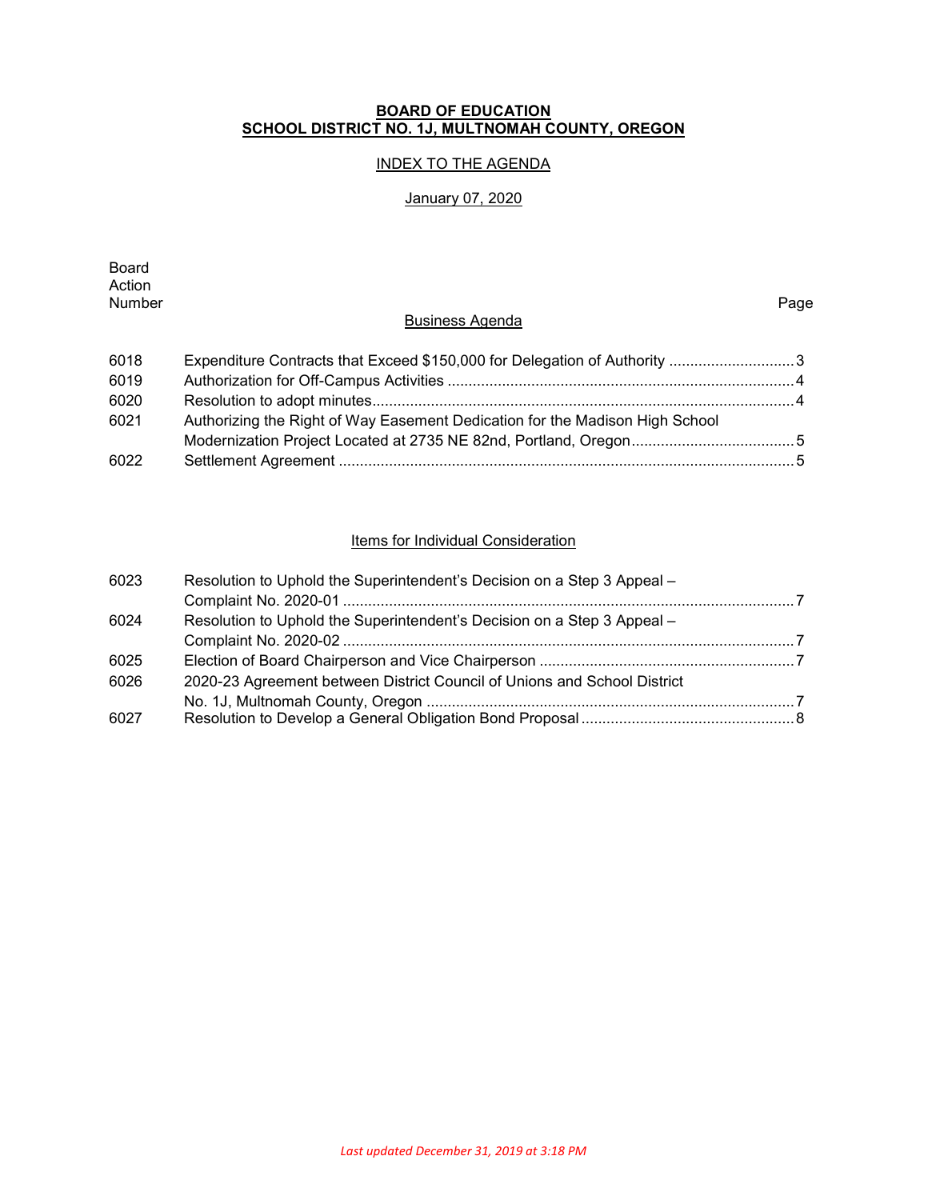**BOARD OF EDUCATION**
**SCHOOL DISTRICT NO. 1J, MULTNOMAH COUNTY, OREGON**

INDEX TO THE AGENDA

January 07, 2020

## Business Agenda

| Board Action Number | | Page |
|---|---|---|
| 6018 | Expenditure Contracts that Exceed $150,000 for Delegation of Authority | 3 |
| 6019 | Authorization for Off-Campus Activities | 4 |
| 6020 | Resolution to adopt minutes | 4 |
| 6021 | Authorizing the Right of Way Easement Dedication for the Madison High School Modernization Project Located at 2735 NE 82nd, Portland, Oregon | 5 |
| 6022 | Settlement Agreement | 5 |

## Items for Individual Consideration

| Board Action Number | | Page |
|---|---|---|
| 6023 | Resolution to Uphold the Superintendent's Decision on a Step 3 Appeal – Complaint No. 2020-01 | 7 |
| 6024 | Resolution to Uphold the Superintendent's Decision on a Step 3 Appeal – Complaint No. 2020-02 | 7 |
| 6025 | Election of Board Chairperson and Vice Chairperson | 7 |
| 6026 | 2020-23 Agreement between District Council of Unions and School District No. 1J, Multnomah County, Oregon | 7 |
| 6027 | Resolution to Develop a General Obligation Bond Proposal | 8 |

*Last updated December 31, 2019 at 3:18 PM*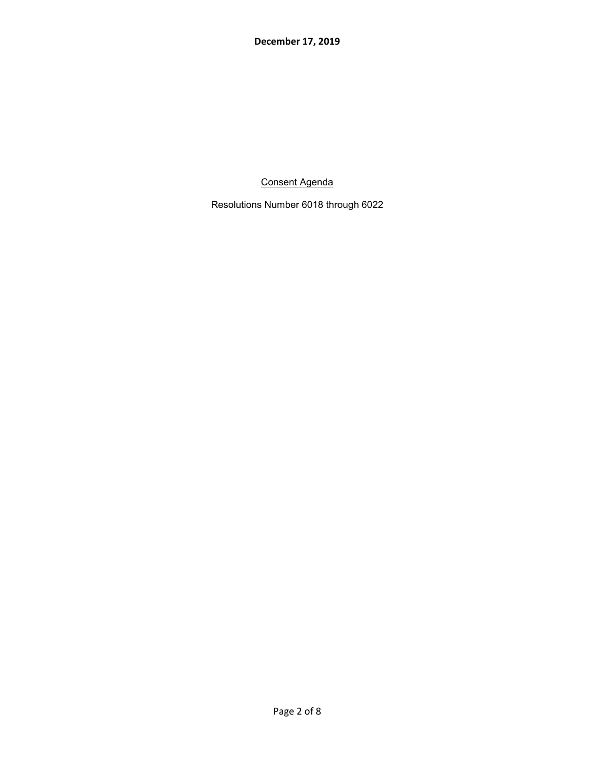**December 17, 2019**

Consent Agenda

Resolutions Number 6018 through 6022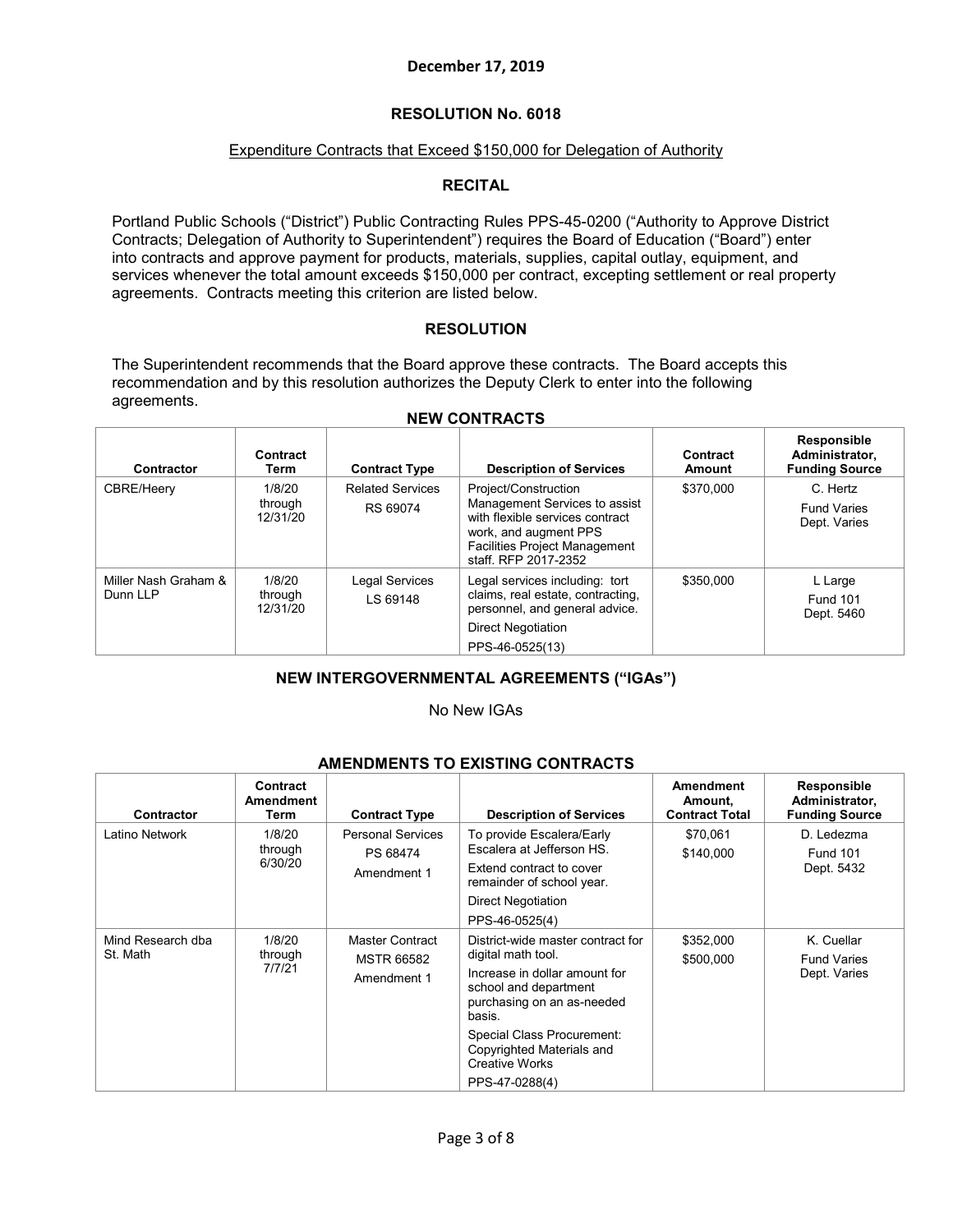December 17, 2019

## RESOLUTION No. 6018

Expenditure Contracts that Exceed $150,000 for Delegation of Authority

### RECITAL

Portland Public Schools ("District") Public Contracting Rules PPS-45-0200 ("Authority to Approve District Contracts; Delegation of Authority to Superintendent") requires the Board of Education ("Board") enter into contracts and approve payment for products, materials, supplies, capital outlay, equipment, and services whenever the total amount exceeds $150,000 per contract, excepting settlement or real property agreements. Contracts meeting this criterion are listed below.

### RESOLUTION

The Superintendent recommends that the Board approve these contracts. The Board accepts this recommendation and by this resolution authorizes the Deputy Clerk to enter into the following agreements.

### NEW CONTRACTS

| Contractor | Contract Term | Contract Type | Description of Services | Contract Amount | Responsible Administrator, Funding Source |
|---|---|---|---|---|---|
| CBRE/Heery | 1/8/20 through 12/31/20 | Related Services RS 69074 | Project/Construction Management Services to assist with flexible services contract work, and augment PPS Facilities Project Management staff. RFP 2017-2352 | $370,000 | C. Hertz Fund Varies Dept. Varies |
| Miller Nash Graham & Dunn LLP | 1/8/20 through 12/31/20 | Legal Services LS 69148 | Legal services including: tort claims, real estate, contracting, personnel, and general advice. Direct Negotiation PPS-46-0525(13) | $350,000 | L Large Fund 101 Dept. 5460 |

### NEW INTERGOVERNMENTAL AGREEMENTS ("IGAs")

No New IGAs

### AMENDMENTS TO EXISTING CONTRACTS

| Contractor | Contract Amendment Term | Contract Type | Description of Services | Amendment Amount, Contract Total | Responsible Administrator, Funding Source |
|---|---|---|---|---|---|
| Latino Network | 1/8/20 through 6/30/20 | Personal Services PS 68474 Amendment 1 | To provide Escalera/Early Escalera at Jefferson HS. Extend contract to cover remainder of school year. Direct Negotiation PPS-46-0525(4) | $70,061 $140,000 | D. Ledezma Fund 101 Dept. 5432 |
| Mind Research dba St. Math | 1/8/20 through 7/7/21 | Master Contract MSTR 66582 Amendment 1 | District-wide master contract for digital math tool. Increase in dollar amount for school and department purchasing on an as-needed basis. Special Class Procurement: Copyrighted Materials and Creative Works PPS-47-0288(4) | $352,000 $500,000 | K. Cuellar Fund Varies Dept. Varies |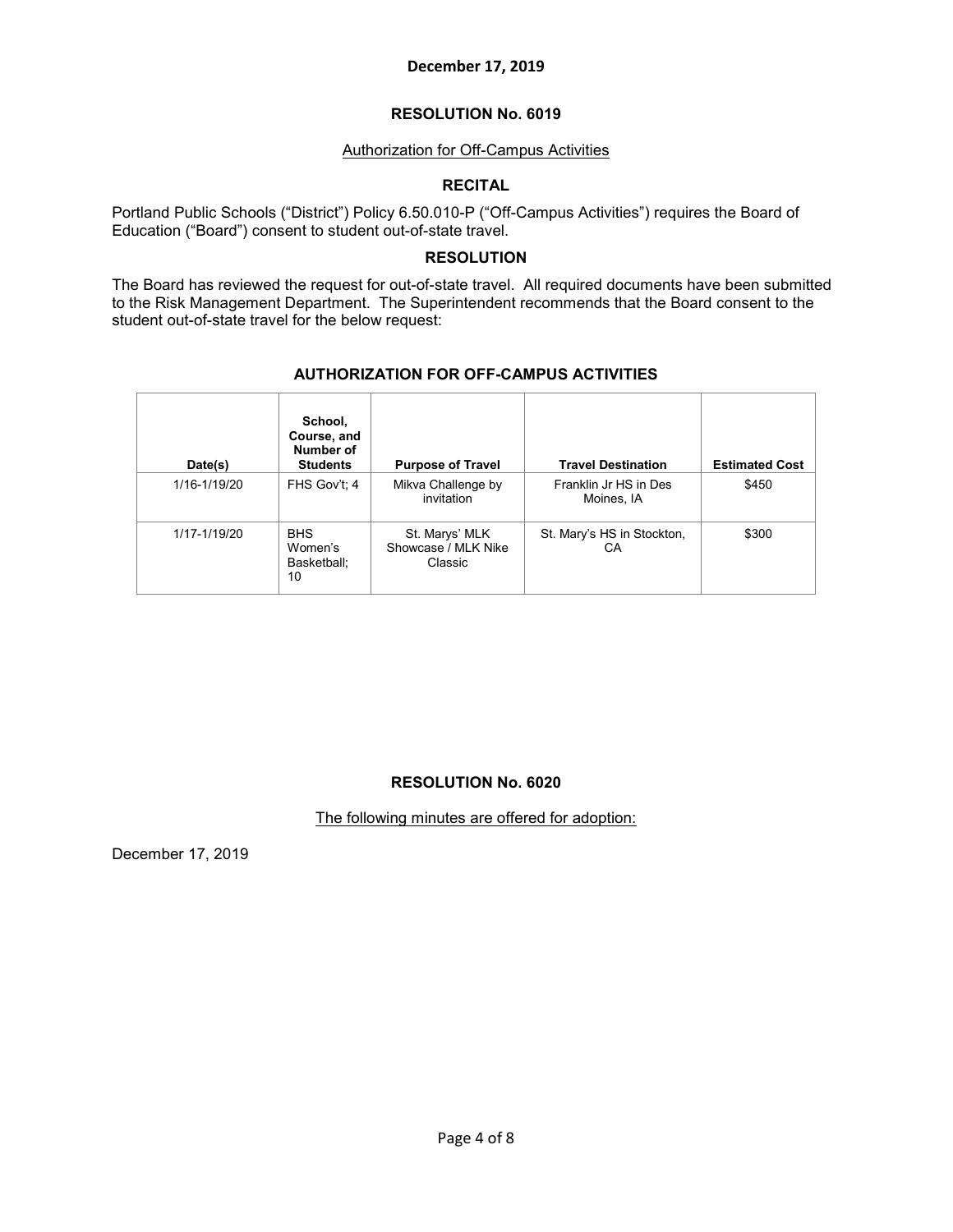**December 17, 2019**

## RESOLUTION No. 6019

Authorization for Off-Campus Activities

### RECITAL

Portland Public Schools ("District") Policy 6.50.010-P ("Off-Campus Activities") requires the Board of Education ("Board") consent to student out-of-state travel.

### RESOLUTION

The Board has reviewed the request for out-of-state travel. All required documents have been submitted to the Risk Management Department. The Superintendent recommends that the Board consent to the student out-of-state travel for the below request:

### AUTHORIZATION FOR OFF-CAMPUS ACTIVITIES

| Date(s) | School, Course, and Number of Students | Purpose of Travel | Travel Destination | Estimated Cost |
|---|---|---|---|---|
| 1/16-1/19/20 | FHS Gov't; 4 | Mikva Challenge by invitation | Franklin Jr HS in Des Moines, IA | $450 |
| 1/17-1/19/20 | BHS Women's Basketball; 10 | St. Marys' MLK Showcase / MLK Nike Classic | St. Mary's HS in Stockton, CA | $300 |

## RESOLUTION No. 6020

The following minutes are offered for adoption:

December 17, 2019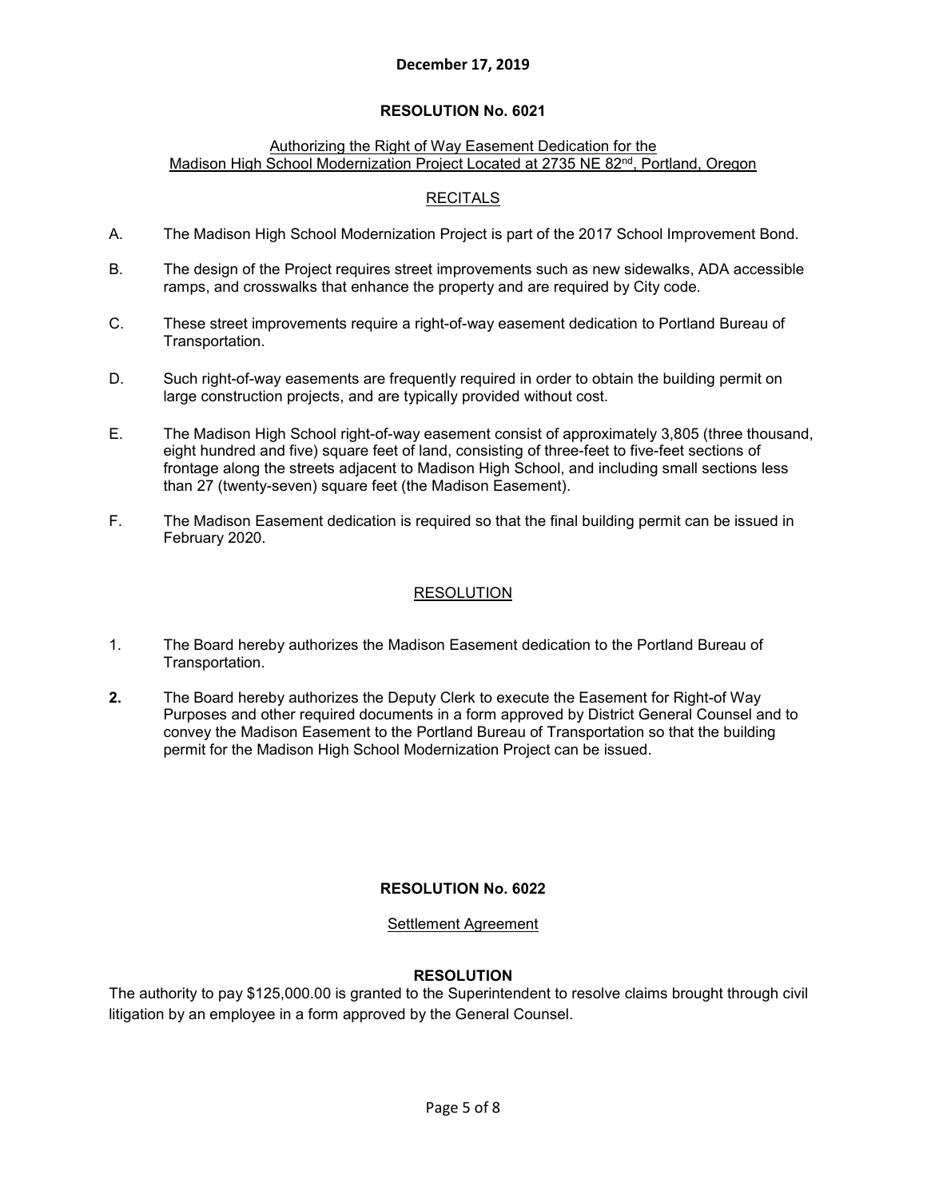**December 17, 2019**

## RESOLUTION No. 6021

Authorizing the Right of Way Easement Dedication for the Madison High School Modernization Project Located at 2735 NE 82nd, Portland, Oregon

### RECITALS

A. The Madison High School Modernization Project is part of the 2017 School Improvement Bond.

B. The design of the Project requires street improvements such as new sidewalks, ADA accessible ramps, and crosswalks that enhance the property and are required by City code.

C. These street improvements require a right-of-way easement dedication to Portland Bureau of Transportation.

D. Such right-of-way easements are frequently required in order to obtain the building permit on large construction projects, and are typically provided without cost.

E. The Madison High School right-of-way easement consist of approximately 3,805 (three thousand, eight hundred and five) square feet of land, consisting of three-feet to five-feet sections of frontage along the streets adjacent to Madison High School, and including small sections less than 27 (twenty-seven) square feet (the Madison Easement).

F. The Madison Easement dedication is required so that the final building permit can be issued in February 2020.

### RESOLUTION

1. The Board hereby authorizes the Madison Easement dedication to the Portland Bureau of Transportation.

2. The Board hereby authorizes the Deputy Clerk to execute the Easement for Right-of Way Purposes and other required documents in a form approved by District General Counsel and to convey the Madison Easement to the Portland Bureau of Transportation so that the building permit for the Madison High School Modernization Project can be issued.

## RESOLUTION No. 6022

Settlement Agreement

### RESOLUTION

The authority to pay $125,000.00 is granted to the Superintendent to resolve claims brought through civil litigation by an employee in a form approved by the General Counsel.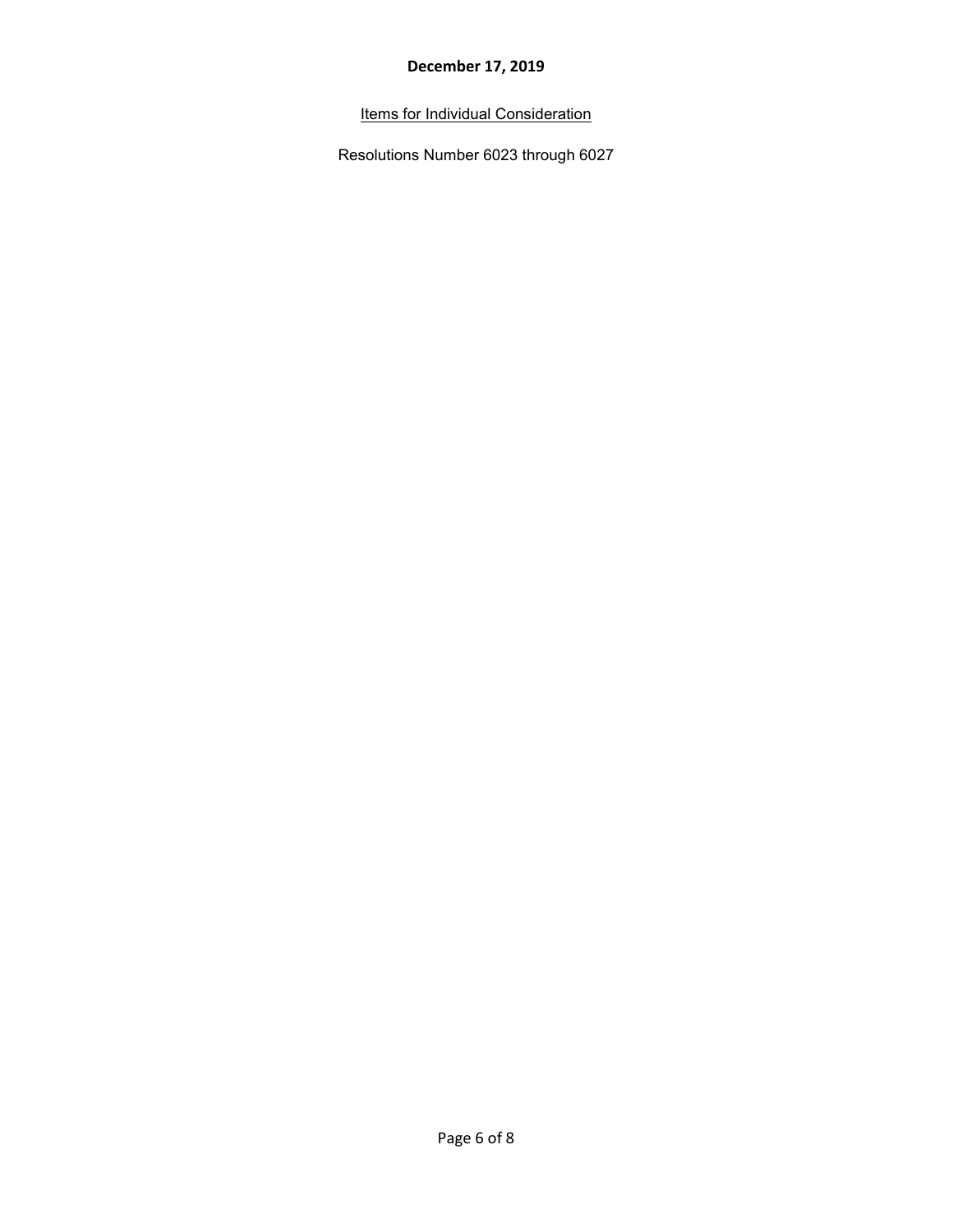**December 17, 2019**

Items for Individual Consideration

Resolutions Number 6023 through 6027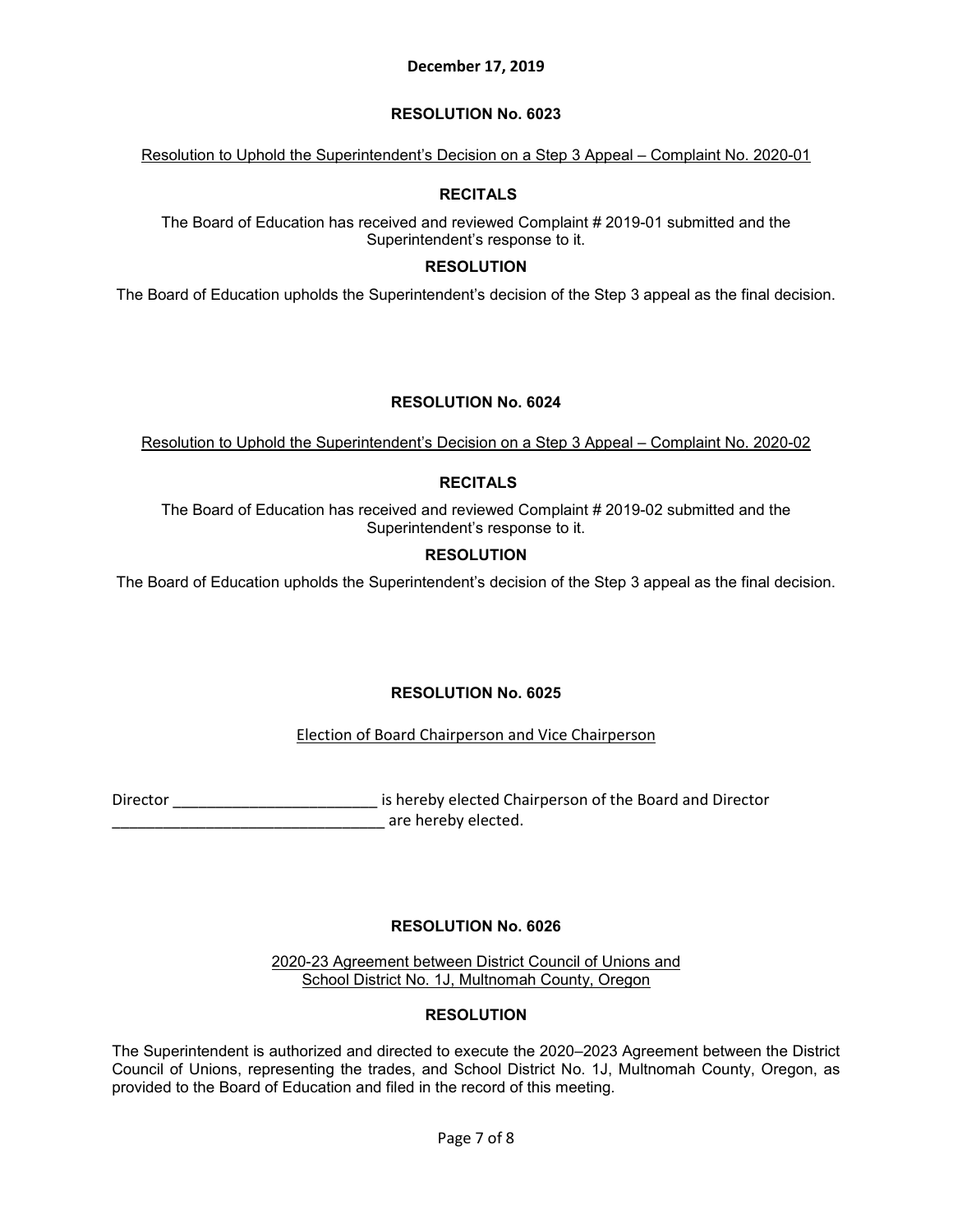**December 17, 2019**

## RESOLUTION No. 6023

Resolution to Uphold the Superintendent's Decision on a Step 3 Appeal – Complaint No. 2020-01

### RECITALS

The Board of Education has received and reviewed Complaint # 2019-01 submitted and the Superintendent's response to it.

### RESOLUTION

The Board of Education upholds the Superintendent's decision of the Step 3 appeal as the final decision.

## RESOLUTION No. 6024

Resolution to Uphold the Superintendent's Decision on a Step 3 Appeal – Complaint No. 2020-02

### RECITALS

The Board of Education has received and reviewed Complaint # 2019-02 submitted and the Superintendent's response to it.

### RESOLUTION

The Board of Education upholds the Superintendent's decision of the Step 3 appeal as the final decision.

## RESOLUTION No. 6025

Election of Board Chairperson and Vice Chairperson

Director ________________________ is hereby elected Chairperson of the Board and Director ________________________________ are hereby elected.

## RESOLUTION No. 6026

2020-23 Agreement between District Council of Unions and School District No. 1J, Multnomah County, Oregon

### RESOLUTION

The Superintendent is authorized and directed to execute the 2020–2023 Agreement between the District Council of Unions, representing the trades, and School District No. 1J, Multnomah County, Oregon, as provided to the Board of Education and filed in the record of this meeting.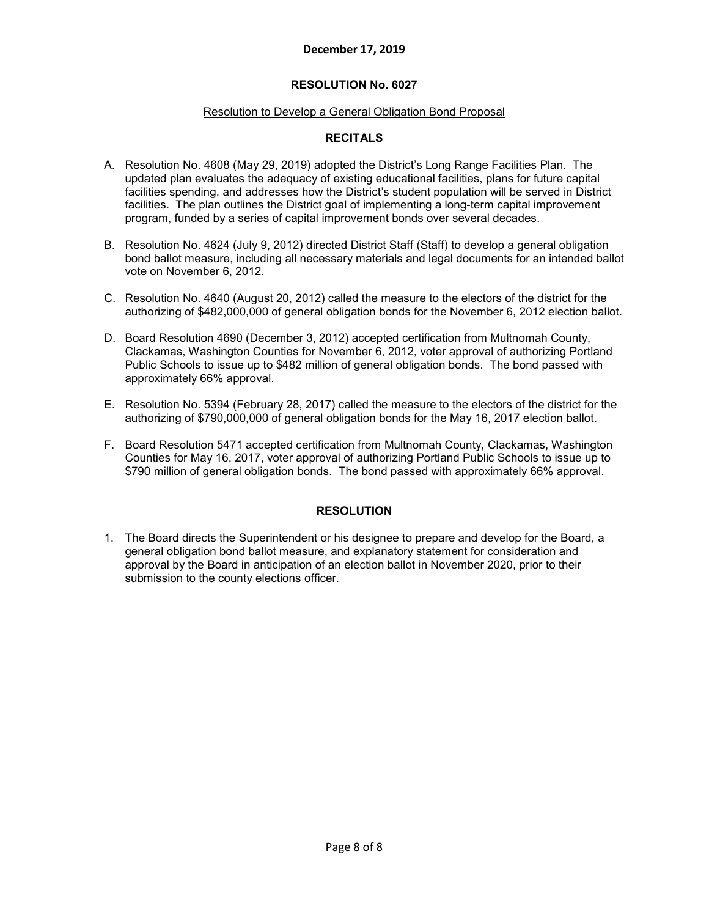**December 17, 2019**

## RESOLUTION No. 6027

Resolution to Develop a General Obligation Bond Proposal

### RECITALS

A. Resolution No. 4608 (May 29, 2019) adopted the District's Long Range Facilities Plan. The updated plan evaluates the adequacy of existing educational facilities, plans for future capital facilities spending, and addresses how the District's student population will be served in District facilities. The plan outlines the District goal of implementing a long-term capital improvement program, funded by a series of capital improvement bonds over several decades.

B. Resolution No. 4624 (July 9, 2012) directed District Staff (Staff) to develop a general obligation bond ballot measure, including all necessary materials and legal documents for an intended ballot vote on November 6, 2012.

C. Resolution No. 4640 (August 20, 2012) called the measure to the electors of the district for the authorizing of $482,000,000 of general obligation bonds for the November 6, 2012 election ballot.

D. Board Resolution 4690 (December 3, 2012) accepted certification from Multnomah County, Clackamas, Washington Counties for November 6, 2012, voter approval of authorizing Portland Public Schools to issue up to $482 million of general obligation bonds. The bond passed with approximately 66% approval.

E. Resolution No. 5394 (February 28, 2017) called the measure to the electors of the district for the authorizing of $790,000,000 of general obligation bonds for the May 16, 2017 election ballot.

F. Board Resolution 5471 accepted certification from Multnomah County, Clackamas, Washington Counties for May 16, 2017, voter approval of authorizing Portland Public Schools to issue up to $790 million of general obligation bonds. The bond passed with approximately 66% approval.

### RESOLUTION

1. The Board directs the Superintendent or his designee to prepare and develop for the Board, a general obligation bond ballot measure, and explanatory statement for consideration and approval by the Board in anticipation of an election ballot in November 2020, prior to their submission to the county elections officer.